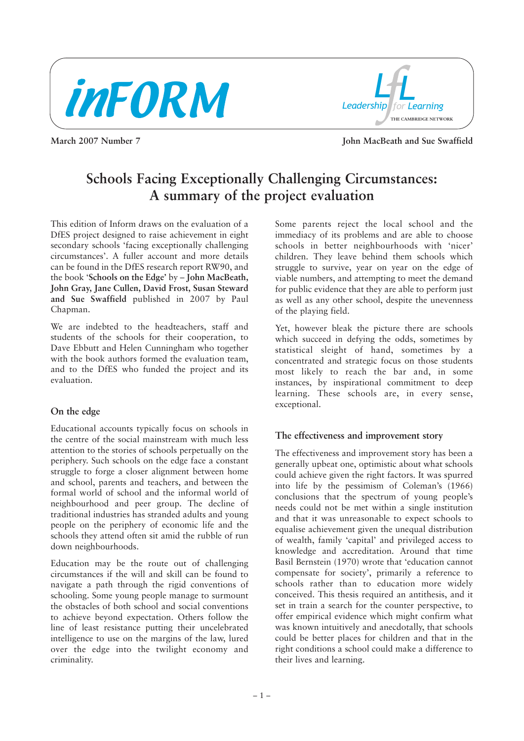inFORM

Leadership for Learning
THE CAMBRIDGE NETWORK

March 2007 Number 7

John MacBeath and Sue Swaffield

# Schools Facing Exceptionally Challenging Circumstances: A summary of the project evaluation

This edition of Inform draws on the evaluation of a DfES project designed to raise achievement in eight secondary schools 'facing exceptionally challenging circumstances'. A fuller account and more details can be found in the DfES research report RW90, and the book '**Schools on the Edge**' by – **John MacBeath, John Gray, Jane Cullen, David Frost, Susan Steward and Sue Swaffield** published in 2007 by Paul Chapman.

We are indebted to the headteachers, staff and students of the schools for their cooperation, to Dave Ebbutt and Helen Cunningham who together with the book authors formed the evaluation team, and to the DfES who funded the project and its evaluation.

## On the edge

Educational accounts typically focus on schools in the centre of the social mainstream with much less attention to the stories of schools perpetually on the periphery. Such schools on the edge face a constant struggle to forge a closer alignment between home and school, parents and teachers, and between the formal world of school and the informal world of neighbourhood and peer group. The decline of traditional industries has stranded adults and young people on the periphery of economic life and the schools they attend often sit amid the rubble of run down neighbourhoods.

Education may be the route out of challenging circumstances if the will and skill can be found to navigate a path through the rigid conventions of schooling. Some young people manage to surmount the obstacles of both school and social conventions to achieve beyond expectation. Others follow the line of least resistance putting their uncelebrated intelligence to use on the margins of the law, lured over the edge into the twilight economy and criminality.

Some parents reject the local school and the immediacy of its problems and are able to choose schools in better neighbourhoods with 'nicer' children. They leave behind them schools which struggle to survive, year on year on the edge of viable numbers, and attempting to meet the demand for public evidence that they are able to perform just as well as any other school, despite the unevenness of the playing field.

Yet, however bleak the picture there are schools which succeed in defying the odds, sometimes by statistical sleight of hand, sometimes by a concentrated and strategic focus on those students most likely to reach the bar and, in some instances, by inspirational commitment to deep learning. These schools are, in every sense, exceptional.

## The effectiveness and improvement story

The effectiveness and improvement story has been a generally upbeat one, optimistic about what schools could achieve given the right factors. It was spurred into life by the pessimism of Coleman's (1966) conclusions that the spectrum of young people's needs could not be met within a single institution and that it was unreasonable to expect schools to equalise achievement given the unequal distribution of wealth, family 'capital' and privileged access to knowledge and accreditation. Around that time Basil Bernstein (1970) wrote that 'education cannot compensate for society', primarily a reference to schools rather than to education more widely conceived. This thesis required an antithesis, and it set in train a search for the counter perspective, to offer empirical evidence which might confirm what was known intuitively and anecdotally, that schools could be better places for children and that in the right conditions a school could make a difference to their lives and learning.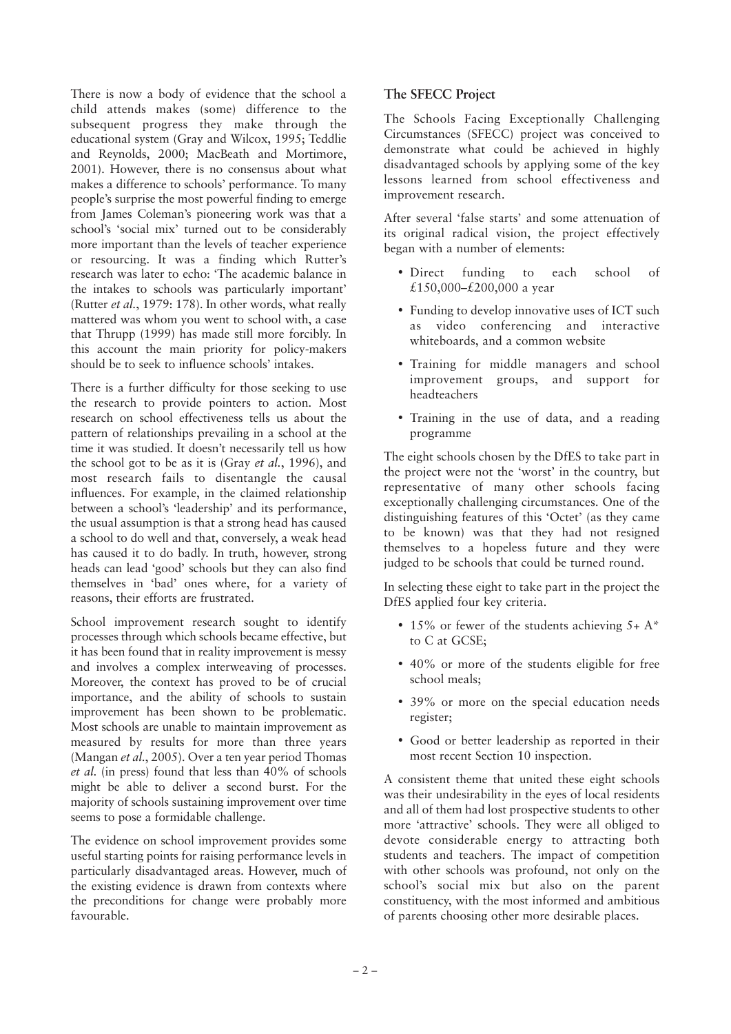There is now a body of evidence that the school a child attends makes (some) difference to the subsequent progress they make through the educational system (Gray and Wilcox, 1995; Teddlie and Reynolds, 2000; MacBeath and Mortimore, 2001). However, there is no consensus about what makes a difference to schools' performance. To many people's surprise the most powerful finding to emerge from James Coleman's pioneering work was that a school's 'social mix' turned out to be considerably more important than the levels of teacher experience or resourcing. It was a finding which Rutter's research was later to echo: 'The academic balance in the intakes to schools was particularly important' (Rutter *et al.*, 1979: 178). In other words, what really mattered was whom you went to school with, a case that Thrupp (1999) has made still more forcibly. In this account the main priority for policy-makers should be to seek to influence schools' intakes.

There is a further difficulty for those seeking to use the research to provide pointers to action. Most research on school effectiveness tells us about the pattern of relationships prevailing in a school at the time it was studied. It doesn't necessarily tell us how the school got to be as it is (Gray *et al.*, 1996), and most research fails to disentangle the causal influences. For example, in the claimed relationship between a school's 'leadership' and its performance, the usual assumption is that a strong head has caused a school to do well and that, conversely, a weak head has caused it to do badly. In truth, however, strong heads can lead 'good' schools but they can also find themselves in 'bad' ones where, for a variety of reasons, their efforts are frustrated.

School improvement research sought to identify processes through which schools became effective, but it has been found that in reality improvement is messy and involves a complex interweaving of processes. Moreover, the context has proved to be of crucial importance, and the ability of schools to sustain improvement has been shown to be problematic. Most schools are unable to maintain improvement as measured by results for more than three years (Mangan *et al.*, 2005). Over a ten year period Thomas *et al.* (in press) found that less than 40% of schools might be able to deliver a second burst. For the majority of schools sustaining improvement over time seems to pose a formidable challenge.

The evidence on school improvement provides some useful starting points for raising performance levels in particularly disadvantaged areas. However, much of the existing evidence is drawn from contexts where the preconditions for change were probably more favourable.

## The SFECC Project

The Schools Facing Exceptionally Challenging Circumstances (SFECC) project was conceived to demonstrate what could be achieved in highly disadvantaged schools by applying some of the key lessons learned from school effectiveness and improvement research.

After several 'false starts' and some attenuation of its original radical vision, the project effectively began with a number of elements:

- Direct funding to each school of £150,000–£200,000 a year
- Funding to develop innovative uses of ICT such as video conferencing and interactive whiteboards, and a common website
- Training for middle managers and school improvement groups, and support for headteachers
- Training in the use of data, and a reading programme

The eight schools chosen by the DfES to take part in the project were not the 'worst' in the country, but representative of many other schools facing exceptionally challenging circumstances. One of the distinguishing features of this 'Octet' (as they came to be known) was that they had not resigned themselves to a hopeless future and they were judged to be schools that could be turned round.

In selecting these eight to take part in the project the DfES applied four key criteria.

- 15% or fewer of the students achieving 5+ A* to C at GCSE;
- 40% or more of the students eligible for free school meals;
- 39% or more on the special education needs register;
- Good or better leadership as reported in their most recent Section 10 inspection.

A consistent theme that united these eight schools was their undesirability in the eyes of local residents and all of them had lost prospective students to other more 'attractive' schools. They were all obliged to devote considerable energy to attracting both students and teachers. The impact of competition with other schools was profound, not only on the school's social mix but also on the parent constituency, with the most informed and ambitious of parents choosing other more desirable places.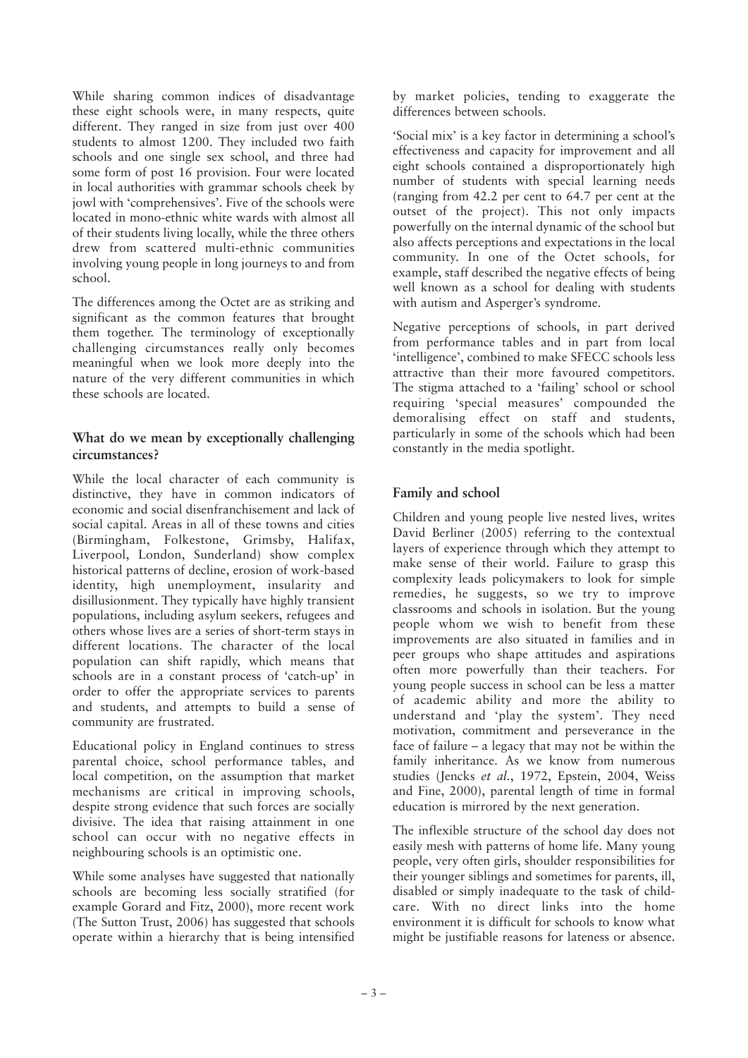While sharing common indices of disadvantage these eight schools were, in many respects, quite different. They ranged in size from just over 400 students to almost 1200. They included two faith schools and one single sex school, and three had some form of post 16 provision. Four were located in local authorities with grammar schools cheek by jowl with 'comprehensives'. Five of the schools were located in mono-ethnic white wards with almost all of their students living locally, while the three others drew from scattered multi-ethnic communities involving young people in long journeys to and from school.

The differences among the Octet are as striking and significant as the common features that brought them together. The terminology of exceptionally challenging circumstances really only becomes meaningful when we look more deeply into the nature of the very different communities in which these schools are located.

### What do we mean by exceptionally challenging circumstances?

While the local character of each community is distinctive, they have in common indicators of economic and social disenfranchisement and lack of social capital. Areas in all of these towns and cities (Birmingham, Folkestone, Grimsby, Halifax, Liverpool, London, Sunderland) show complex historical patterns of decline, erosion of work-based identity, high unemployment, insularity and disillusionment. They typically have highly transient populations, including asylum seekers, refugees and others whose lives are a series of short-term stays in different locations. The character of the local population can shift rapidly, which means that schools are in a constant process of 'catch-up' in order to offer the appropriate services to parents and students, and attempts to build a sense of community are frustrated.

Educational policy in England continues to stress parental choice, school performance tables, and local competition, on the assumption that market mechanisms are critical in improving schools, despite strong evidence that such forces are socially divisive. The idea that raising attainment in one school can occur with no negative effects in neighbouring schools is an optimistic one.

While some analyses have suggested that nationally schools are becoming less socially stratified (for example Gorard and Fitz, 2000), more recent work (The Sutton Trust, 2006) has suggested that schools operate within a hierarchy that is being intensified by market policies, tending to exaggerate the differences between schools.

'Social mix' is a key factor in determining a school's effectiveness and capacity for improvement and all eight schools contained a disproportionately high number of students with special learning needs (ranging from 42.2 per cent to 64.7 per cent at the outset of the project). This not only impacts powerfully on the internal dynamic of the school but also affects perceptions and expectations in the local community. In one of the Octet schools, for example, staff described the negative effects of being well known as a school for dealing with students with autism and Asperger's syndrome.

Negative perceptions of schools, in part derived from performance tables and in part from local 'intelligence', combined to make SFECC schools less attractive than their more favoured competitors. The stigma attached to a 'failing' school or school requiring 'special measures' compounded the demoralising effect on staff and students, particularly in some of the schools which had been constantly in the media spotlight.

### Family and school

Children and young people live nested lives, writes David Berliner (2005) referring to the contextual layers of experience through which they attempt to make sense of their world. Failure to grasp this complexity leads policymakers to look for simple remedies, he suggests, so we try to improve classrooms and schools in isolation. But the young people whom we wish to benefit from these improvements are also situated in families and in peer groups who shape attitudes and aspirations often more powerfully than their teachers. For young people success in school can be less a matter of academic ability and more the ability to understand and 'play the system'. They need motivation, commitment and perseverance in the face of failure – a legacy that may not be within the family inheritance. As we know from numerous studies (Jencks *et al.*, 1972, Epstein, 2004, Weiss and Fine, 2000), parental length of time in formal education is mirrored by the next generation.

The inflexible structure of the school day does not easily mesh with patterns of home life. Many young people, very often girls, shoulder responsibilities for their younger siblings and sometimes for parents, ill, disabled or simply inadequate to the task of child-care. With no direct links into the home environment it is difficult for schools to know what might be justifiable reasons for lateness or absence.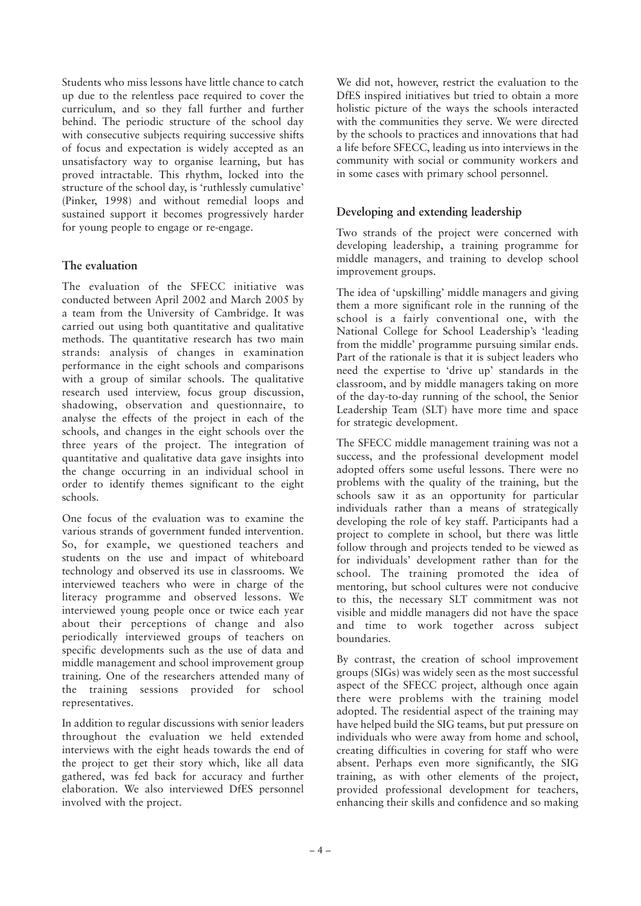Students who miss lessons have little chance to catch up due to the relentless pace required to cover the curriculum, and so they fall further and further behind. The periodic structure of the school day with consecutive subjects requiring successive shifts of focus and expectation is widely accepted as an unsatisfactory way to organise learning, but has proved intractable. This rhythm, locked into the structure of the school day, is 'ruthlessly cumulative' (Pinker, 1998) and without remedial loops and sustained support it becomes progressively harder for young people to engage or re-engage.

## The evaluation

The evaluation of the SFECC initiative was conducted between April 2002 and March 2005 by a team from the University of Cambridge. It was carried out using both quantitative and qualitative methods. The quantitative research has two main strands: analysis of changes in examination performance in the eight schools and comparisons with a group of similar schools. The qualitative research used interview, focus group discussion, shadowing, observation and questionnaire, to analyse the effects of the project in each of the schools, and changes in the eight schools over the three years of the project. The integration of quantitative and qualitative data gave insights into the change occurring in an individual school in order to identify themes significant to the eight schools.

One focus of the evaluation was to examine the various strands of government funded intervention. So, for example, we questioned teachers and students on the use and impact of whiteboard technology and observed its use in classrooms. We interviewed teachers who were in charge of the literacy programme and observed lessons. We interviewed young people once or twice each year about their perceptions of change and also periodically interviewed groups of teachers on specific developments such as the use of data and middle management and school improvement group training. One of the researchers attended many of the training sessions provided for school representatives.

In addition to regular discussions with senior leaders throughout the evaluation we held extended interviews with the eight heads towards the end of the project to get their story which, like all data gathered, was fed back for accuracy and further elaboration. We also interviewed DfES personnel involved with the project.

We did not, however, restrict the evaluation to the DfES inspired initiatives but tried to obtain a more holistic picture of the ways the schools interacted with the communities they serve. We were directed by the schools to practices and innovations that had a life before SFECC, leading us into interviews in the community with social or community workers and in some cases with primary school personnel.

## Developing and extending leadership

Two strands of the project were concerned with developing leadership, a training programme for middle managers, and training to develop school improvement groups.

The idea of 'upskilling' middle managers and giving them a more significant role in the running of the school is a fairly conventional one, with the National College for School Leadership's 'leading from the middle' programme pursuing similar ends. Part of the rationale is that it is subject leaders who need the expertise to 'drive up' standards in the classroom, and by middle managers taking on more of the day-to-day running of the school, the Senior Leadership Team (SLT) have more time and space for strategic development.

The SFECC middle management training was not a success, and the professional development model adopted offers some useful lessons. There were no problems with the quality of the training, but the schools saw it as an opportunity for particular individuals rather than a means of strategically developing the role of key staff. Participants had a project to complete in school, but there was little follow through and projects tended to be viewed as for individuals' development rather than for the school. The training promoted the idea of mentoring, but school cultures were not conducive to this, the necessary SLT commitment was not visible and middle managers did not have the space and time to work together across subject boundaries.

By contrast, the creation of school improvement groups (SIGs) was widely seen as the most successful aspect of the SFECC project, although once again there were problems with the training model adopted. The residential aspect of the training may have helped build the SIG teams, but put pressure on individuals who were away from home and school, creating difficulties in covering for staff who were absent. Perhaps even more significantly, the SIG training, as with other elements of the project, provided professional development for teachers, enhancing their skills and confidence and so making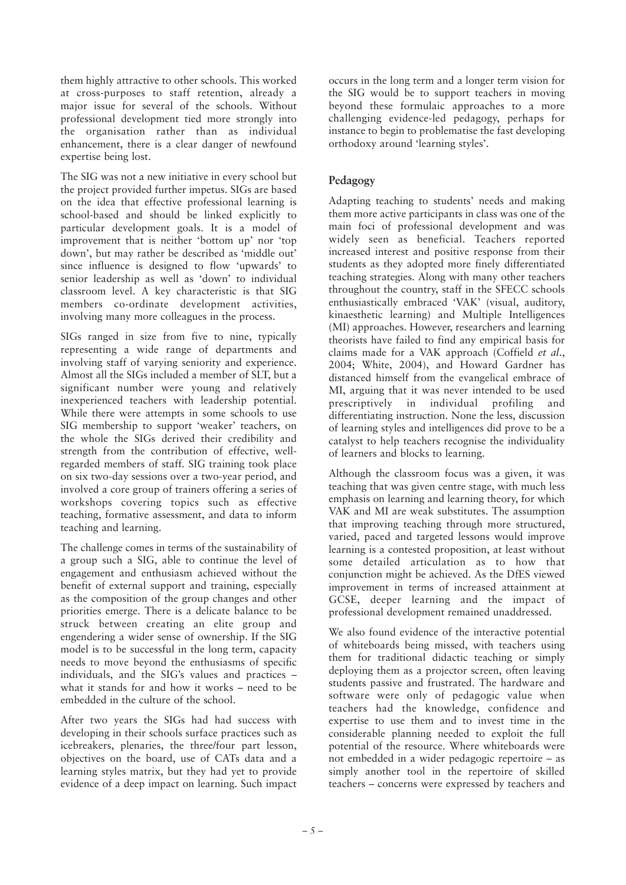them highly attractive to other schools. This worked at cross-purposes to staff retention, already a major issue for several of the schools. Without professional development tied more strongly into the organisation rather than as individual enhancement, there is a clear danger of newfound expertise being lost.

The SIG was not a new initiative in every school but the project provided further impetus. SIGs are based on the idea that effective professional learning is school-based and should be linked explicitly to particular development goals. It is a model of improvement that is neither 'bottom up' nor 'top down', but may rather be described as 'middle out' since influence is designed to flow 'upwards' to senior leadership as well as 'down' to individual classroom level. A key characteristic is that SIG members co-ordinate development activities, involving many more colleagues in the process.

SIGs ranged in size from five to nine, typically representing a wide range of departments and involving staff of varying seniority and experience. Almost all the SIGs included a member of SLT, but a significant number were young and relatively inexperienced teachers with leadership potential. While there were attempts in some schools to use SIG membership to support 'weaker' teachers, on the whole the SIGs derived their credibility and strength from the contribution of effective, well-regarded members of staff. SIG training took place on six two-day sessions over a two-year period, and involved a core group of trainers offering a series of workshops covering topics such as effective teaching, formative assessment, and data to inform teaching and learning.

The challenge comes in terms of the sustainability of a group such a SIG, able to continue the level of engagement and enthusiasm achieved without the benefit of external support and training, especially as the composition of the group changes and other priorities emerge. There is a delicate balance to be struck between creating an elite group and engendering a wider sense of ownership. If the SIG model is to be successful in the long term, capacity needs to move beyond the enthusiasms of specific individuals, and the SIG's values and practices – what it stands for and how it works – need to be embedded in the culture of the school.

After two years the SIGs had had success with developing in their schools surface practices such as icebreakers, plenaries, the three/four part lesson, objectives on the board, use of CATs data and a learning styles matrix, but they had yet to provide evidence of a deep impact on learning. Such impact occurs in the long term and a longer term vision for the SIG would be to support teachers in moving beyond these formulaic approaches to a more challenging evidence-led pedagogy, perhaps for instance to begin to problematise the fast developing orthodoxy around 'learning styles'.

## Pedagogy

Adapting teaching to students' needs and making them more active participants in class was one of the main foci of professional development and was widely seen as beneficial. Teachers reported increased interest and positive response from their students as they adopted more finely differentiated teaching strategies. Along with many other teachers throughout the country, staff in the SFECC schools enthusiastically embraced 'VAK' (visual, auditory, kinaesthetic learning) and Multiple Intelligences (MI) approaches. However, researchers and learning theorists have failed to find any empirical basis for claims made for a VAK approach (Coffield *et al*., 2004; White, 2004), and Howard Gardner has distanced himself from the evangelical embrace of MI, arguing that it was never intended to be used prescriptively in individual profiling and differentiating instruction. None the less, discussion of learning styles and intelligences did prove to be a catalyst to help teachers recognise the individuality of learners and blocks to learning.

Although the classroom focus was a given, it was teaching that was given centre stage, with much less emphasis on learning and learning theory, for which VAK and MI are weak substitutes. The assumption that improving teaching through more structured, varied, paced and targeted lessons would improve learning is a contested proposition, at least without some detailed articulation as to how that conjunction might be achieved. As the DfES viewed improvement in terms of increased attainment at GCSE, deeper learning and the impact of professional development remained unaddressed.

We also found evidence of the interactive potential of whiteboards being missed, with teachers using them for traditional didactic teaching or simply deploying them as a projector screen, often leaving students passive and frustrated. The hardware and software were only of pedagogic value when teachers had the knowledge, confidence and expertise to use them and to invest time in the considerable planning needed to exploit the full potential of the resource. Where whiteboards were not embedded in a wider pedagogic repertoire – as simply another tool in the repertoire of skilled teachers – concerns were expressed by teachers and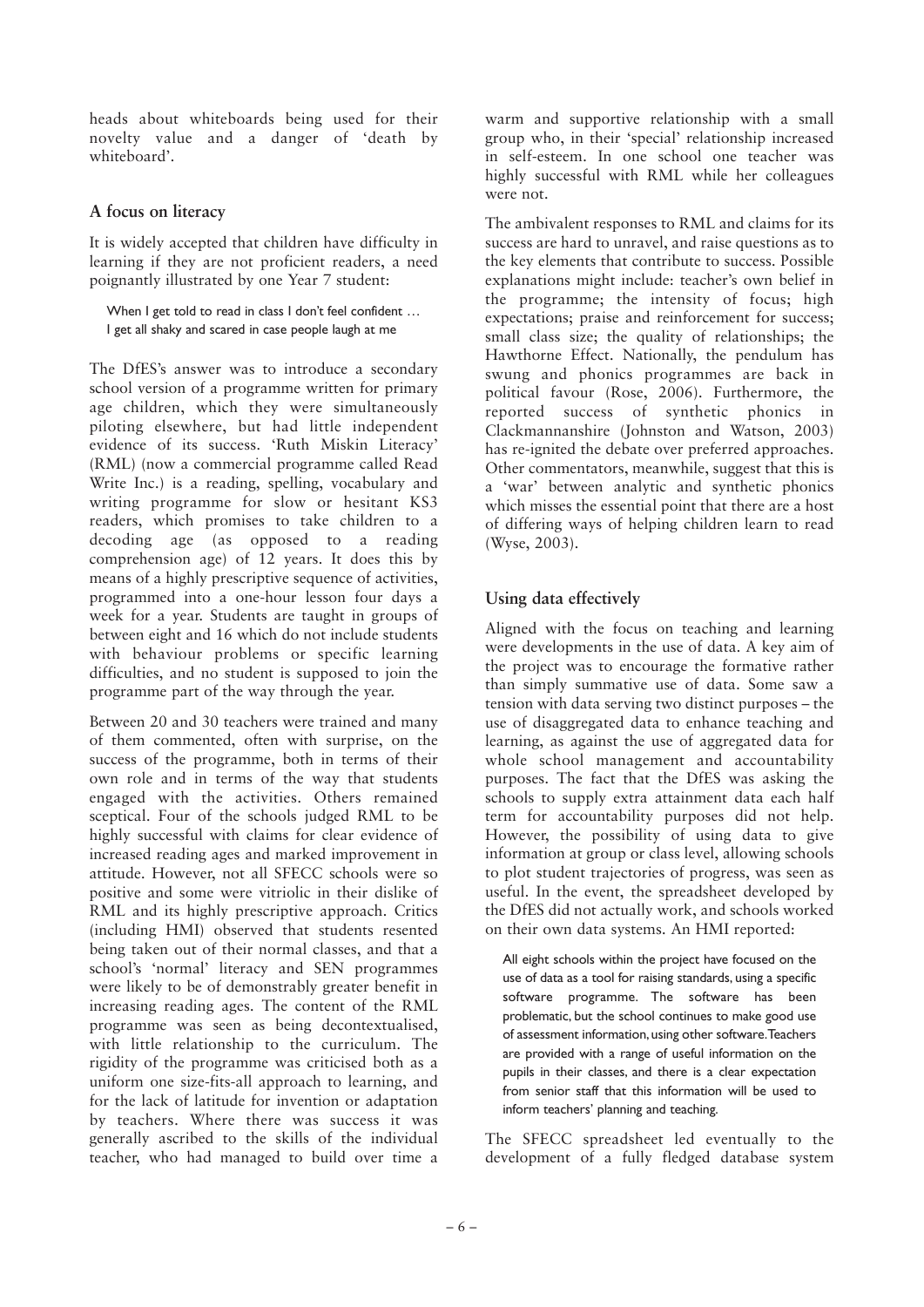heads about whiteboards being used for their novelty value and a danger of 'death by whiteboard'.

## A focus on literacy

It is widely accepted that children have difficulty in learning if they are not proficient readers, a need poignantly illustrated by one Year 7 student:

> When I get told to read in class I don't feel confident … I get all shaky and scared in case people laugh at me

The DfES's answer was to introduce a secondary school version of a programme written for primary age children, which they were simultaneously piloting elsewhere, but had little independent evidence of its success. 'Ruth Miskin Literacy' (RML) (now a commercial programme called Read Write Inc.) is a reading, spelling, vocabulary and writing programme for slow or hesitant KS3 readers, which promises to take children to a decoding age (as opposed to a reading comprehension age) of 12 years. It does this by means of a highly prescriptive sequence of activities, programmed into a one-hour lesson four days a week for a year. Students are taught in groups of between eight and 16 which do not include students with behaviour problems or specific learning difficulties, and no student is supposed to join the programme part of the way through the year.

Between 20 and 30 teachers were trained and many of them commented, often with surprise, on the success of the programme, both in terms of their own role and in terms of the way that students engaged with the activities. Others remained sceptical. Four of the schools judged RML to be highly successful with claims for clear evidence of increased reading ages and marked improvement in attitude. However, not all SFECC schools were so positive and some were vitriolic in their dislike of RML and its highly prescriptive approach. Critics (including HMI) observed that students resented being taken out of their normal classes, and that a school's 'normal' literacy and SEN programmes were likely to be of demonstrably greater benefit in increasing reading ages. The content of the RML programme was seen as being decontextualised, with little relationship to the curriculum. The rigidity of the programme was criticised both as a uniform one size-fits-all approach to learning, and for the lack of latitude for invention or adaptation by teachers. Where there was success it was generally ascribed to the skills of the individual teacher, who had managed to build over time a warm and supportive relationship with a small group who, in their 'special' relationship increased in self-esteem. In one school one teacher was highly successful with RML while her colleagues were not.

The ambivalent responses to RML and claims for its success are hard to unravel, and raise questions as to the key elements that contribute to success. Possible explanations might include: teacher's own belief in the programme; the intensity of focus; high expectations; praise and reinforcement for success; small class size; the quality of relationships; the Hawthorne Effect. Nationally, the pendulum has swung and phonics programmes are back in political favour (Rose, 2006). Furthermore, the reported success of synthetic phonics in Clackmannanshire (Johnston and Watson, 2003) has re-ignited the debate over preferred approaches. Other commentators, meanwhile, suggest that this is a 'war' between analytic and synthetic phonics which misses the essential point that there are a host of differing ways of helping children learn to read (Wyse, 2003).

## Using data effectively

Aligned with the focus on teaching and learning were developments in the use of data. A key aim of the project was to encourage the formative rather than simply summative use of data. Some saw a tension with data serving two distinct purposes – the use of disaggregated data to enhance teaching and learning, as against the use of aggregated data for whole school management and accountability purposes. The fact that the DfES was asking the schools to supply extra attainment data each half term for accountability purposes did not help. However, the possibility of using data to give information at group or class level, allowing schools to plot student trajectories of progress, was seen as useful. In the event, the spreadsheet developed by the DfES did not actually work, and schools worked on their own data systems. An HMI reported:

> All eight schools within the project have focused on the use of data as a tool for raising standards, using a specific software programme. The software has been problematic, but the school continues to make good use of assessment information, using other software. Teachers are provided with a range of useful information on the pupils in their classes, and there is a clear expectation from senior staff that this information will be used to inform teachers' planning and teaching.

The SFECC spreadsheet led eventually to the development of a fully fledged database system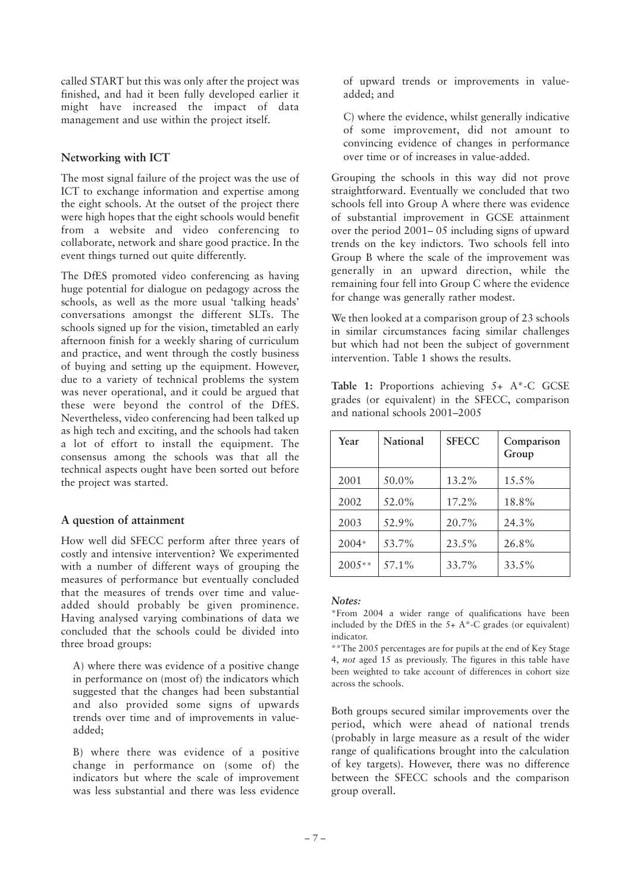called START but this was only after the project was finished, and had it been fully developed earlier it might have increased the impact of data management and use within the project itself.

### Networking with ICT

The most signal failure of the project was the use of ICT to exchange information and expertise among the eight schools. At the outset of the project there were high hopes that the eight schools would benefit from a website and video conferencing to collaborate, network and share good practice. In the event things turned out quite differently.

The DfES promoted video conferencing as having huge potential for dialogue on pedagogy across the schools, as well as the more usual 'talking heads' conversations amongst the different SLTs. The schools signed up for the vision, timetabled an early afternoon finish for a weekly sharing of curriculum and practice, and went through the costly business of buying and setting up the equipment. However, due to a variety of technical problems the system was never operational, and it could be argued that these were beyond the control of the DfES. Nevertheless, video conferencing had been talked up as high tech and exciting, and the schools had taken a lot of effort to install the equipment. The consensus among the schools was that all the technical aspects ought have been sorted out before the project was started.

### A question of attainment

How well did SFECC perform after three years of costly and intensive intervention? We experimented with a number of different ways of grouping the measures of performance but eventually concluded that the measures of trends over time and value-added should probably be given prominence. Having analysed varying combinations of data we concluded that the schools could be divided into three broad groups:

A) where there was evidence of a positive change in performance on (most of) the indicators which suggested that the changes had been substantial and also provided some signs of upwards trends over time and of improvements in value-added;

B) where there was evidence of a positive change in performance on (some of) the indicators but where the scale of improvement was less substantial and there was less evidence of upward trends or improvements in value-added; and

C) where the evidence, whilst generally indicative of some improvement, did not amount to convincing evidence of changes in performance over time or of increases in value-added.

Grouping the schools in this way did not prove straightforward. Eventually we concluded that two schools fell into Group A where there was evidence of substantial improvement in GCSE attainment over the period 2001– 05 including signs of upward trends on the key indictors. Two schools fell into Group B where the scale of the improvement was generally in an upward direction, while the remaining four fell into Group C where the evidence for change was generally rather modest.

We then looked at a comparison group of 23 schools in similar circumstances facing similar challenges but which had not been the subject of government intervention. Table 1 shows the results.

**Table 1:** Proportions achieving 5+ A*-C GCSE grades (or equivalent) in the SFECC, comparison and national schools 2001–2005

| Year | National | SFECC | Comparison Group |
|---|---|---|---|
| 2001 | 50.0% | 13.2% | 15.5% |
| 2002 | 52.0% | 17.2% | 18.8% |
| 2003 | 52.9% | 20.7% | 24.3% |
| 2004* | 53.7% | 23.5% | 26.8% |
| 2005** | 57.1% | 33.7% | 33.5% |

***Notes:***

*From 2004 a wider range of qualifications have been included by the DfES in the 5+ A*-C grades (or equivalent) indicator.

**The 2005 percentages are for pupils at the end of Key Stage 4, *not* aged 15 as previously. The figures in this table have been weighted to take account of differences in cohort size across the schools.

Both groups secured similar improvements over the period, which were ahead of national trends (probably in large measure as a result of the wider range of qualifications brought into the calculation of key targets). However, there was no difference between the SFECC schools and the comparison group overall.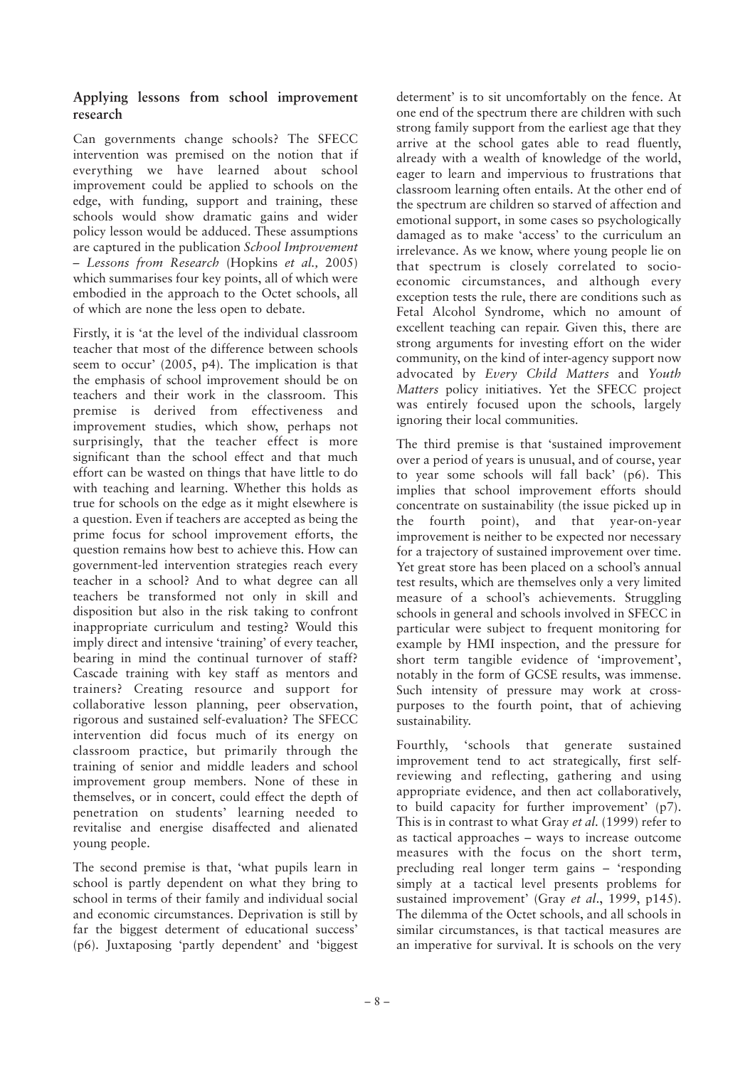## Applying lessons from school improvement research

Can governments change schools? The SFECC intervention was premised on the notion that if everything we have learned about school improvement could be applied to schools on the edge, with funding, support and training, these schools would show dramatic gains and wider policy lesson would be adduced. These assumptions are captured in the publication *School Improvement – Lessons from Research* (Hopkins *et al.,* 2005) which summarises four key points, all of which were embodied in the approach to the Octet schools, all of which are none the less open to debate.

Firstly, it is 'at the level of the individual classroom teacher that most of the difference between schools seem to occur' (2005, p4). The implication is that the emphasis of school improvement should be on teachers and their work in the classroom. This premise is derived from effectiveness and improvement studies, which show, perhaps not surprisingly, that the teacher effect is more significant than the school effect and that much effort can be wasted on things that have little to do with teaching and learning. Whether this holds as true for schools on the edge as it might elsewhere is a question. Even if teachers are accepted as being the prime focus for school improvement efforts, the question remains how best to achieve this. How can government-led intervention strategies reach every teacher in a school? And to what degree can all teachers be transformed not only in skill and disposition but also in the risk taking to confront inappropriate curriculum and testing? Would this imply direct and intensive 'training' of every teacher, bearing in mind the continual turnover of staff? Cascade training with key staff as mentors and trainers? Creating resource and support for collaborative lesson planning, peer observation, rigorous and sustained self-evaluation? The SFECC intervention did focus much of its energy on classroom practice, but primarily through the training of senior and middle leaders and school improvement group members. None of these in themselves, or in concert, could effect the depth of penetration on students' learning needed to revitalise and energise disaffected and alienated young people.

The second premise is that, 'what pupils learn in school is partly dependent on what they bring to school in terms of their family and individual social and economic circumstances. Deprivation is still by far the biggest determent of educational success' (p6). Juxtaposing 'partly dependent' and 'biggest determent' is to sit uncomfortably on the fence. At one end of the spectrum there are children with such strong family support from the earliest age that they arrive at the school gates able to read fluently, already with a wealth of knowledge of the world, eager to learn and impervious to frustrations that classroom learning often entails. At the other end of the spectrum are children so starved of affection and emotional support, in some cases so psychologically damaged as to make 'access' to the curriculum an irrelevance. As we know, where young people lie on that spectrum is closely correlated to socio-economic circumstances, and although every exception tests the rule, there are conditions such as Fetal Alcohol Syndrome, which no amount of excellent teaching can repair. Given this, there are strong arguments for investing effort on the wider community, on the kind of inter-agency support now advocated by *Every Child Matters* and *Youth Matters* policy initiatives. Yet the SFECC project was entirely focused upon the schools, largely ignoring their local communities.

The third premise is that 'sustained improvement over a period of years is unusual, and of course, year to year some schools will fall back' (p6). This implies that school improvement efforts should concentrate on sustainability (the issue picked up in the fourth point), and that year-on-year improvement is neither to be expected nor necessary for a trajectory of sustained improvement over time. Yet great store has been placed on a school's annual test results, which are themselves only a very limited measure of a school's achievements. Struggling schools in general and schools involved in SFECC in particular were subject to frequent monitoring for example by HMI inspection, and the pressure for short term tangible evidence of 'improvement', notably in the form of GCSE results, was immense. Such intensity of pressure may work at cross-purposes to the fourth point, that of achieving sustainability.

Fourthly, 'schools that generate sustained improvement tend to act strategically, first self-reviewing and reflecting, gathering and using appropriate evidence, and then act collaboratively, to build capacity for further improvement' (p7). This is in contrast to what Gray *et al.* (1999) refer to as tactical approaches – ways to increase outcome measures with the focus on the short term, precluding real longer term gains – 'responding simply at a tactical level presents problems for sustained improvement' (Gray *et al*., 1999, p145). The dilemma of the Octet schools, and all schools in similar circumstances, is that tactical measures are an imperative for survival. It is schools on the very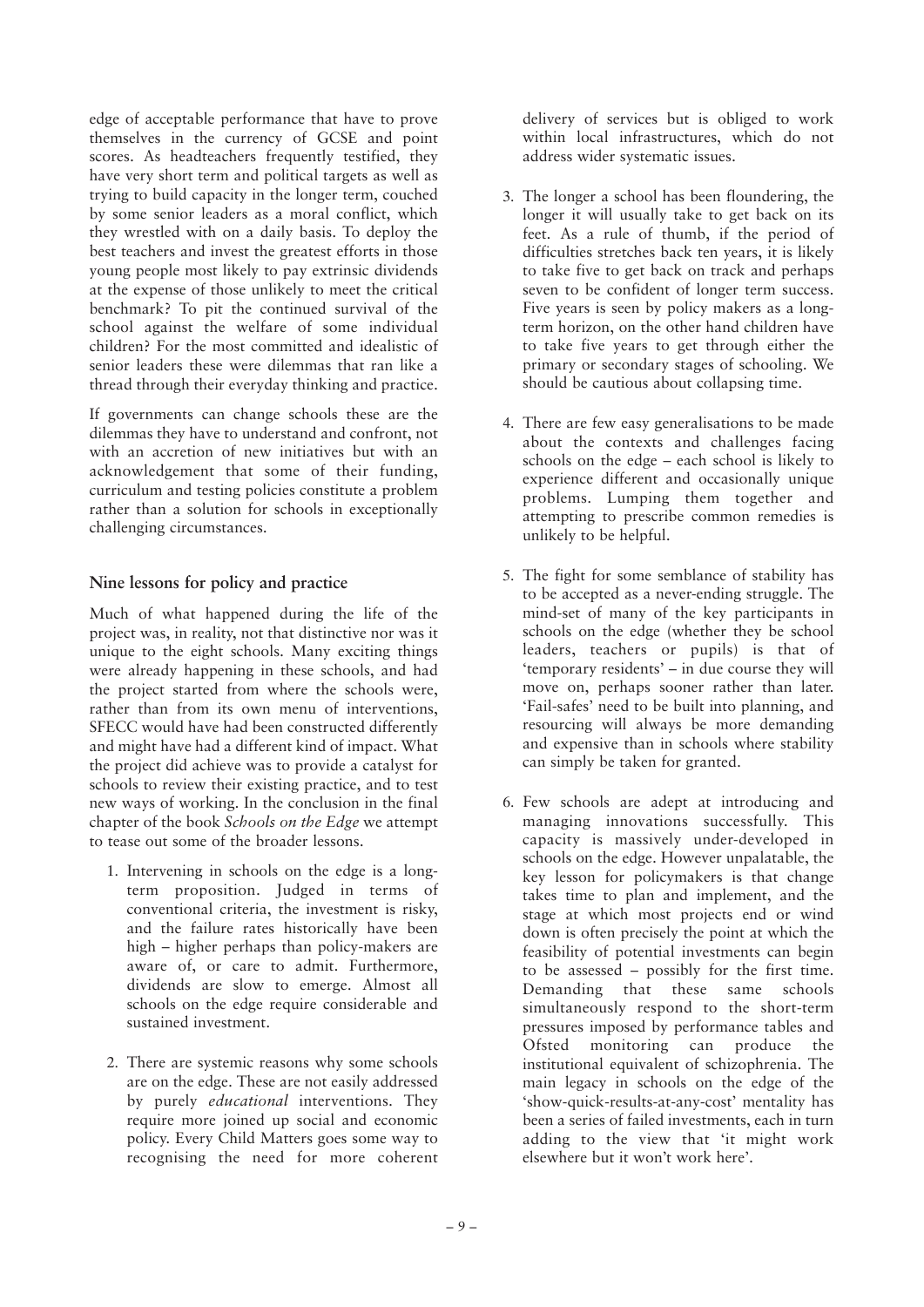edge of acceptable performance that have to prove themselves in the currency of GCSE and point scores. As headteachers frequently testified, they have very short term and political targets as well as trying to build capacity in the longer term, couched by some senior leaders as a moral conflict, which they wrestled with on a daily basis. To deploy the best teachers and invest the greatest efforts in those young people most likely to pay extrinsic dividends at the expense of those unlikely to meet the critical benchmark? To pit the continued survival of the school against the welfare of some individual children? For the most committed and idealistic of senior leaders these were dilemmas that ran like a thread through their everyday thinking and practice.

If governments can change schools these are the dilemmas they have to understand and confront, not with an accretion of new initiatives but with an acknowledgement that some of their funding, curriculum and testing policies constitute a problem rather than a solution for schools in exceptionally challenging circumstances.

## Nine lessons for policy and practice

Much of what happened during the life of the project was, in reality, not that distinctive nor was it unique to the eight schools. Many exciting things were already happening in these schools, and had the project started from where the schools were, rather than from its own menu of interventions, SFECC would have had been constructed differently and might have had a different kind of impact. What the project did achieve was to provide a catalyst for schools to review their existing practice, and to test new ways of working. In the conclusion in the final chapter of the book *Schools on the Edge* we attempt to tease out some of the broader lessons.

1. Intervening in schools on the edge is a long-term proposition. Judged in terms of conventional criteria, the investment is risky, and the failure rates historically have been high – higher perhaps than policy-makers are aware of, or care to admit. Furthermore, dividends are slow to emerge. Almost all schools on the edge require considerable and sustained investment.

2. There are systemic reasons why some schools are on the edge. These are not easily addressed by purely *educational* interventions. They require more joined up social and economic policy. Every Child Matters goes some way to recognising the need for more coherent delivery of services but is obliged to work within local infrastructures, which do not address wider systematic issues.

3. The longer a school has been floundering, the longer it will usually take to get back on its feet. As a rule of thumb, if the period of difficulties stretches back ten years, it is likely to take five to get back on track and perhaps seven to be confident of longer term success. Five years is seen by policy makers as a long-term horizon, on the other hand children have to take five years to get through either the primary or secondary stages of schooling. We should be cautious about collapsing time.

4. There are few easy generalisations to be made about the contexts and challenges facing schools on the edge – each school is likely to experience different and occasionally unique problems. Lumping them together and attempting to prescribe common remedies is unlikely to be helpful.

5. The fight for some semblance of stability has to be accepted as a never-ending struggle. The mind-set of many of the key participants in schools on the edge (whether they be school leaders, teachers or pupils) is that of 'temporary residents' – in due course they will move on, perhaps sooner rather than later. 'Fail-safes' need to be built into planning, and resourcing will always be more demanding and expensive than in schools where stability can simply be taken for granted.

6. Few schools are adept at introducing and managing innovations successfully. This capacity is massively under-developed in schools on the edge. However unpalatable, the key lesson for policymakers is that change takes time to plan and implement, and the stage at which most projects end or wind down is often precisely the point at which the feasibility of potential investments can begin to be assessed – possibly for the first time. Demanding that these same schools simultaneously respond to the short-term pressures imposed by performance tables and Ofsted monitoring can produce the institutional equivalent of schizophrenia. The main legacy in schools on the edge of the 'show-quick-results-at-any-cost' mentality has been a series of failed investments, each in turn adding to the view that 'it might work elsewhere but it won't work here'.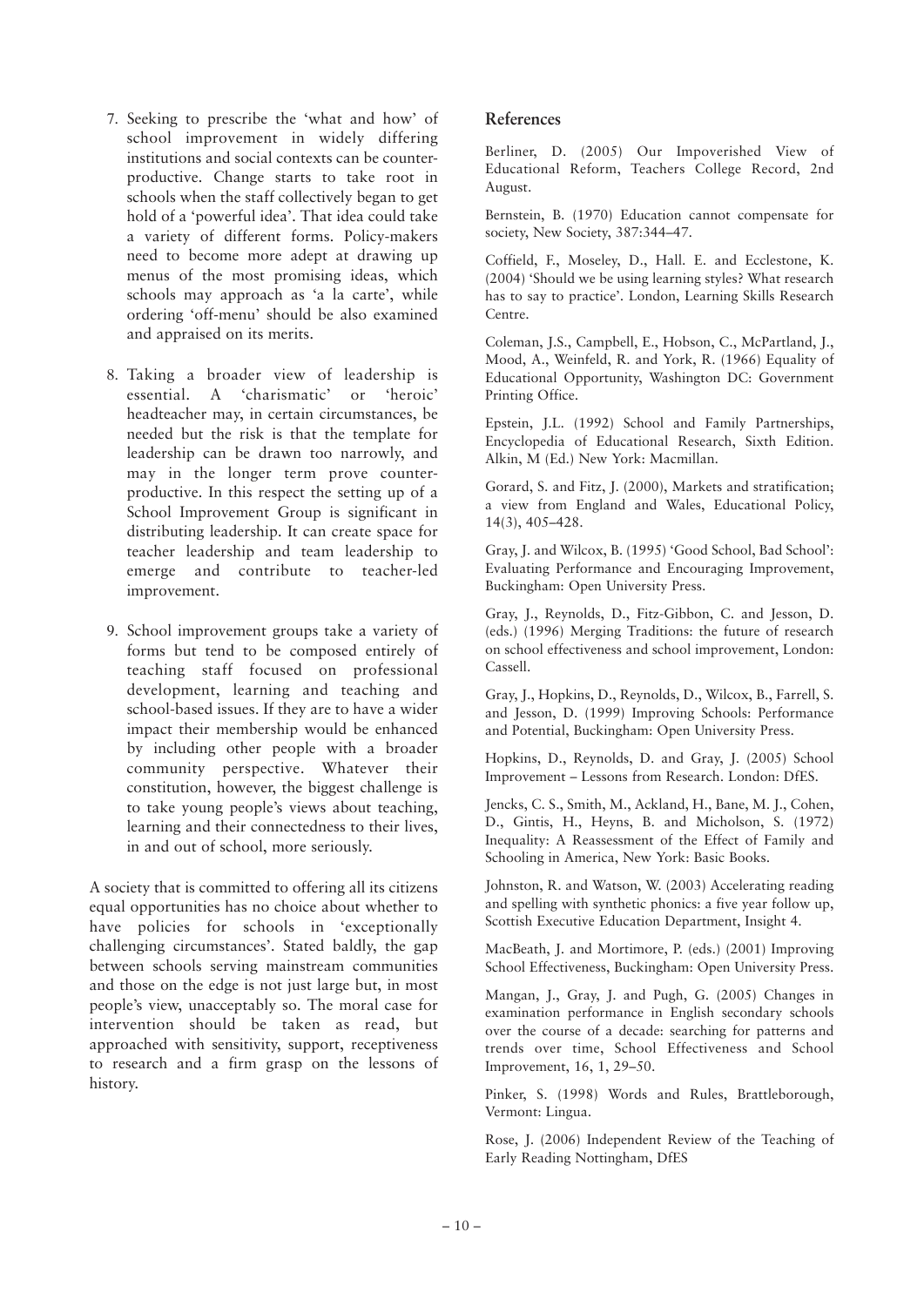7. Seeking to prescribe the 'what and how' of school improvement in widely differing institutions and social contexts can be counter-productive. Change starts to take root in schools when the staff collectively began to get hold of a 'powerful idea'. That idea could take a variety of different forms. Policy-makers need to become more adept at drawing up menus of the most promising ideas, which schools may approach as 'a la carte', while ordering 'off-menu' should be also examined and appraised on its merits.

8. Taking a broader view of leadership is essential. A 'charismatic' or 'heroic' headteacher may, in certain circumstances, be needed but the risk is that the template for leadership can be drawn too narrowly, and may in the longer term prove counter-productive. In this respect the setting up of a School Improvement Group is significant in distributing leadership. It can create space for teacher leadership and team leadership to emerge and contribute to teacher-led improvement.

9. School improvement groups take a variety of forms but tend to be composed entirely of teaching staff focused on professional development, learning and teaching and school-based issues. If they are to have a wider impact their membership would be enhanced by including other people with a broader community perspective. Whatever their constitution, however, the biggest challenge is to take young people's views about teaching, learning and their connectedness to their lives, in and out of school, more seriously.

A society that is committed to offering all its citizens equal opportunities has no choice about whether to have policies for schools in 'exceptionally challenging circumstances'. Stated baldly, the gap between schools serving mainstream communities and those on the edge is not just large but, in most people's view, unacceptably so. The moral case for intervention should be taken as read, but approached with sensitivity, support, receptiveness to research and a firm grasp on the lessons of history.

## References

Berliner, D. (2005) Our Impoverished View of Educational Reform, Teachers College Record, 2nd August.

Bernstein, B. (1970) Education cannot compensate for society, New Society, 387:344–47.

Coffield, F., Moseley, D., Hall. E. and Ecclestone, K. (2004) 'Should we be using learning styles? What research has to say to practice'. London, Learning Skills Research Centre.

Coleman, J.S., Campbell, E., Hobson, C., McPartland, J., Mood, A., Weinfeld, R. and York, R. (1966) Equality of Educational Opportunity, Washington DC: Government Printing Office.

Epstein, J.L. (1992) School and Family Partnerships, Encyclopedia of Educational Research, Sixth Edition. Alkin, M (Ed.) New York: Macmillan.

Gorard, S. and Fitz, J. (2000), Markets and stratification; a view from England and Wales, Educational Policy, 14(3), 405–428.

Gray, J. and Wilcox, B. (1995) 'Good School, Bad School': Evaluating Performance and Encouraging Improvement, Buckingham: Open University Press.

Gray, J., Reynolds, D., Fitz-Gibbon, C. and Jesson, D. (eds.) (1996) Merging Traditions: the future of research on school effectiveness and school improvement, London: Cassell.

Gray, J., Hopkins, D., Reynolds, D., Wilcox, B., Farrell, S. and Jesson, D. (1999) Improving Schools: Performance and Potential, Buckingham: Open University Press.

Hopkins, D., Reynolds, D. and Gray, J. (2005) School Improvement – Lessons from Research. London: DfES.

Jencks, C. S., Smith, M., Ackland, H., Bane, M. J., Cohen, D., Gintis, H., Heyns, B. and Micholson, S. (1972) Inequality: A Reassessment of the Effect of Family and Schooling in America, New York: Basic Books.

Johnston, R. and Watson, W. (2003) Accelerating reading and spelling with synthetic phonics: a five year follow up, Scottish Executive Education Department, Insight 4.

MacBeath, J. and Mortimore, P. (eds.) (2001) Improving School Effectiveness, Buckingham: Open University Press.

Mangan, J., Gray, J. and Pugh, G. (2005) Changes in examination performance in English secondary schools over the course of a decade: searching for patterns and trends over time, School Effectiveness and School Improvement, 16, 1, 29–50.

Pinker, S. (1998) Words and Rules, Brattleborough, Vermont: Lingua.

Rose, J. (2006) Independent Review of the Teaching of Early Reading Nottingham, DfES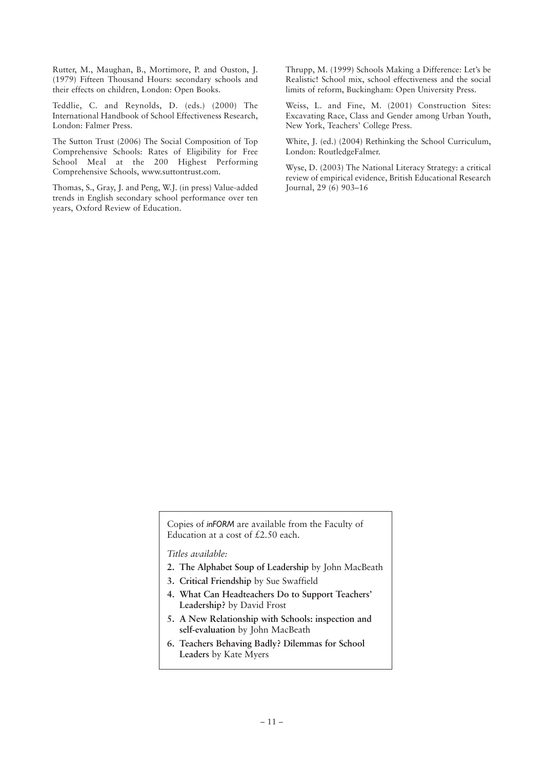Rutter, M., Maughan, B., Mortimore, P. and Ouston, J. (1979) Fifteen Thousand Hours: secondary schools and their effects on children, London: Open Books.

Teddlie, C. and Reynolds, D. (eds.) (2000) The International Handbook of School Effectiveness Research, London: Falmer Press.

The Sutton Trust (2006) The Social Composition of Top Comprehensive Schools: Rates of Eligibility for Free School Meal at the 200 Highest Performing Comprehensive Schools, www.suttontrust.com.

Thomas, S., Gray, J. and Peng, W.J. (in press) Value-added trends in English secondary school performance over ten years, Oxford Review of Education.

Thrupp, M. (1999) Schools Making a Difference: Let's be Realistic! School mix, school effectiveness and the social limits of reform, Buckingham: Open University Press.

Weiss, L. and Fine, M. (2001) Construction Sites: Excavating Race, Class and Gender among Urban Youth, New York, Teachers' College Press.

White, J. (ed.) (2004) Rethinking the School Curriculum, London: RoutledgeFalmer.

Wyse, D. (2003) The National Literacy Strategy: a critical review of empirical evidence, British Educational Research Journal, 29 (6) 903–16

---

Copies of *inFORM* are available from the Faculty of Education at a cost of £2.50 each.

*Titles available:*

2. **The Alphabet Soup of Leadership** by John MacBeath
3. **Critical Friendship** by Sue Swaffield
4. **What Can Headteachers Do to Support Teachers' Leadership?** by David Frost
5. **A New Relationship with Schools: inspection and self-evaluation** by John MacBeath
6. **Teachers Behaving Badly? Dilemmas for School Leaders** by Kate Myers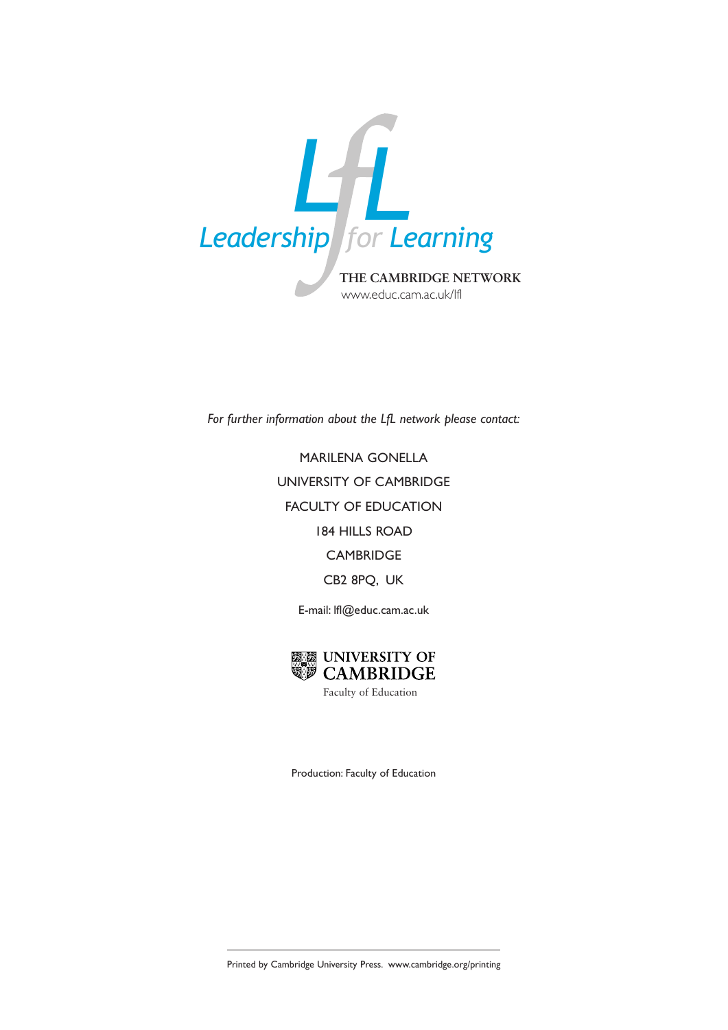LfL

Leadership for Learning

THE CAMBRIDGE NETWORK

www.educ.cam.ac.uk/lfl

*For further information about the LfL network please contact:*

MARILENA GONELLA

UNIVERSITY OF CAMBRIDGE

FACULTY OF EDUCATION

184 HILLS ROAD

CAMBRIDGE

CB2 8PQ, UK

E-mail: lfl@educ.cam.ac.uk

UNIVERSITY OF CAMBRIDGE

Faculty of Education

Production: Faculty of Education

Printed by Cambridge University Press. www.cambridge.org/printing